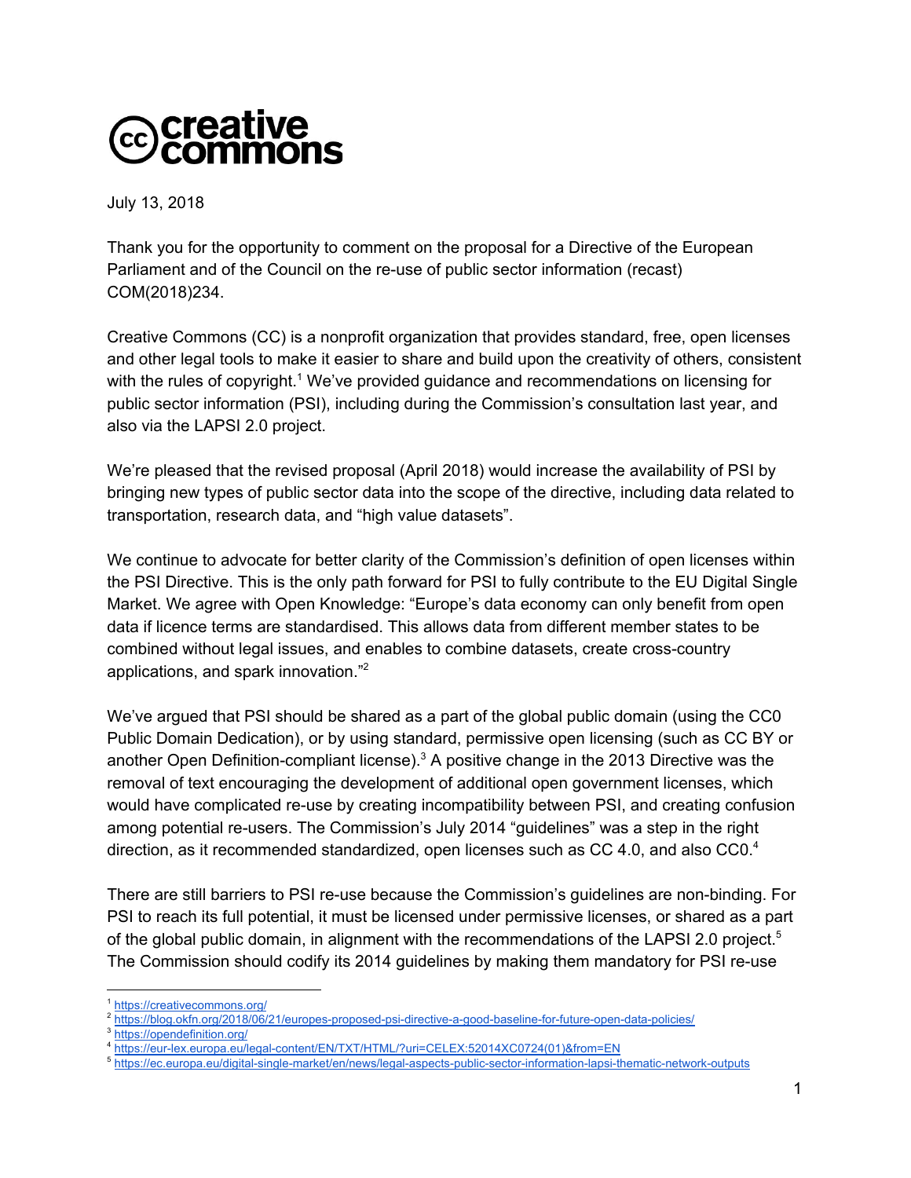July 13, 2018

Thank you for the opportunity to comment on the proposal for a Directive of the European Parliament and of the Council on the re-use of public sector information (recast) COM(2018)234.

Creative Commons (CC) is a nonprofit organization that provides standard, free, open licenses and other legal tools to make it easier to share and build upon the creativity of others, consistent with the rules of copyright.[1] We've provided guidance and recommendations on licensing for public sector information (PSI), including during the Commission's consultation last year, and also via the LAPSI 2.0 project.

We're pleased that the revised proposal (April 2018) would increase the availability of PSI by bringing new types of public sector data into the scope of the directive, including data related to transportation, research data, and "high value datasets".

We continue to advocate for better clarity of the Commission's definition of open licenses within the PSI Directive. This is the only path forward for PSI to fully contribute to the EU Digital Single Market. We agree with Open Knowledge: "Europe's data economy can only benefit from open data if licence terms are standardised. This allows data from different member states to be combined without legal issues, and enables to combine datasets, create cross-country applications, and spark innovation."[2]

We've argued that PSI should be shared as a part of the global public domain (using the CC0 Public Domain Dedication), or by using standard, permissive open licensing (such as CC BY or another Open Definition-compliant license).[3] A positive change in the 2013 Directive was the removal of text encouraging the development of additional open government licenses, which would have complicated re-use by creating incompatibility between PSI, and creating confusion among potential re-users. The Commission's July 2014 "guidelines" was a step in the right direction, as it recommended standardized, open licenses such as CC 4.0, and also CC0.[4]

There are still barriers to PSI re-use because the Commission's guidelines are non-binding. For PSI to reach its full potential, it must be licensed under permissive licenses, or shared as a part of the global public domain, in alignment with the recommendations of the LAPSI 2.0 project.[5] The Commission should codify its 2014 guidelines by making them mandatory for PSI re-use

[1] https://creativecommons.org/
[2] https://blog.okfn.org/2018/06/21/europes-proposed-psi-directive-a-good-baseline-for-future-open-data-policies/
[3] https://opendefinition.org/
[4] https://eur-lex.europa.eu/legal-content/EN/TXT/HTML/?uri=CELEX:52014XC0724(01)&from=EN
[5] https://ec.europa.eu/digital-single-market/en/news/legal-aspects-public-sector-information-lapsi-thematic-network-outputs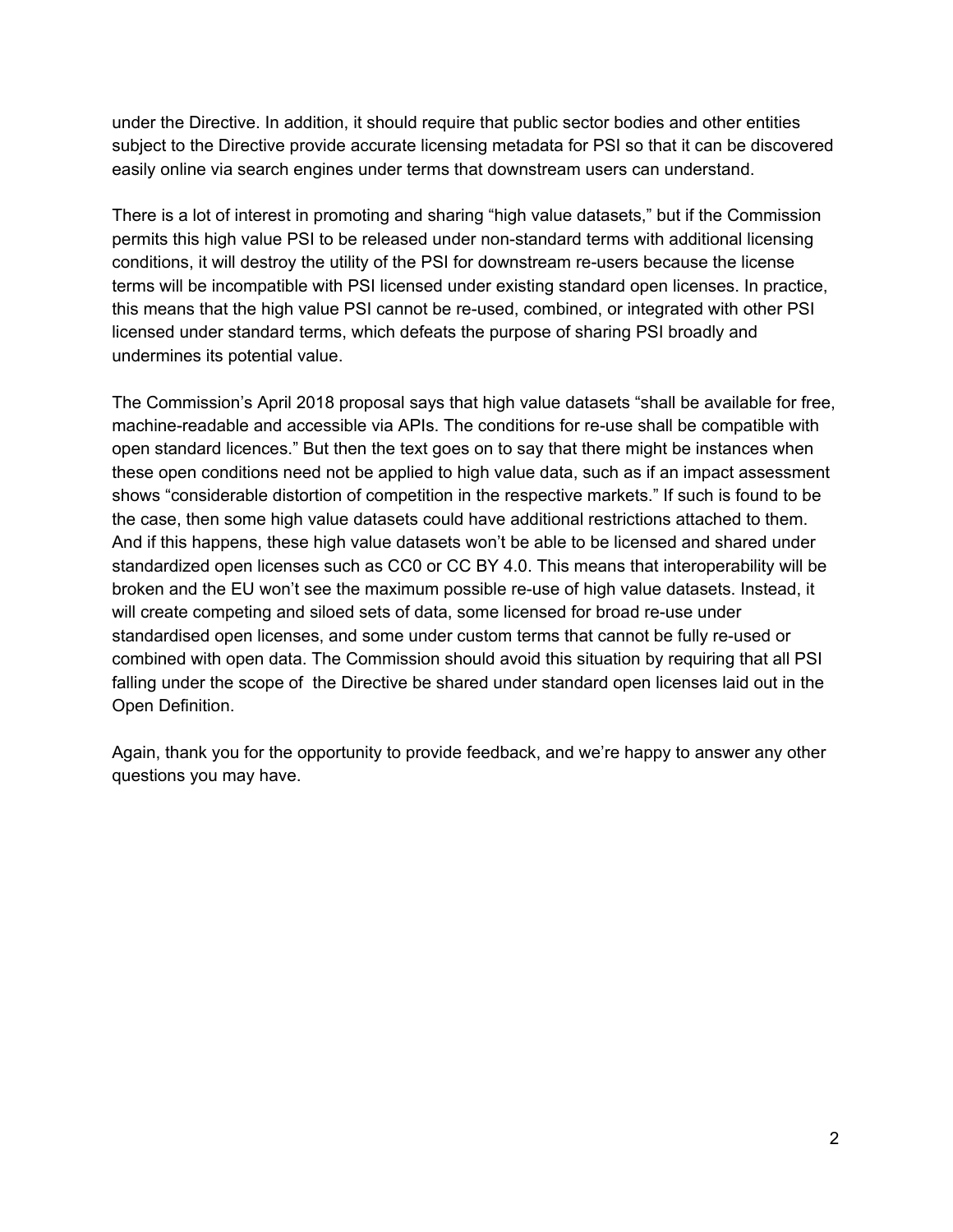under the Directive. In addition, it should require that public sector bodies and other entities subject to the Directive provide accurate licensing metadata for PSI so that it can be discovered easily online via search engines under terms that downstream users can understand.

There is a lot of interest in promoting and sharing "high value datasets," but if the Commission permits this high value PSI to be released under non-standard terms with additional licensing conditions, it will destroy the utility of the PSI for downstream re-users because the license terms will be incompatible with PSI licensed under existing standard open licenses. In practice, this means that the high value PSI cannot be re-used, combined, or integrated with other PSI licensed under standard terms, which defeats the purpose of sharing PSI broadly and undermines its potential value.

The Commission's April 2018 proposal says that high value datasets "shall be available for free, machine-readable and accessible via APIs. The conditions for re-use shall be compatible with open standard licences." But then the text goes on to say that there might be instances when these open conditions need not be applied to high value data, such as if an impact assessment shows "considerable distortion of competition in the respective markets." If such is found to be the case, then some high value datasets could have additional restrictions attached to them. And if this happens, these high value datasets won't be able to be licensed and shared under standardized open licenses such as CC0 or CC BY 4.0. This means that interoperability will be broken and the EU won't see the maximum possible re-use of high value datasets. Instead, it will create competing and siloed sets of data, some licensed for broad re-use under standardised open licenses, and some under custom terms that cannot be fully re-used or combined with open data. The Commission should avoid this situation by requiring that all PSI falling under the scope of the Directive be shared under standard open licenses laid out in the Open Definition.

Again, thank you for the opportunity to provide feedback, and we're happy to answer any other questions you may have.